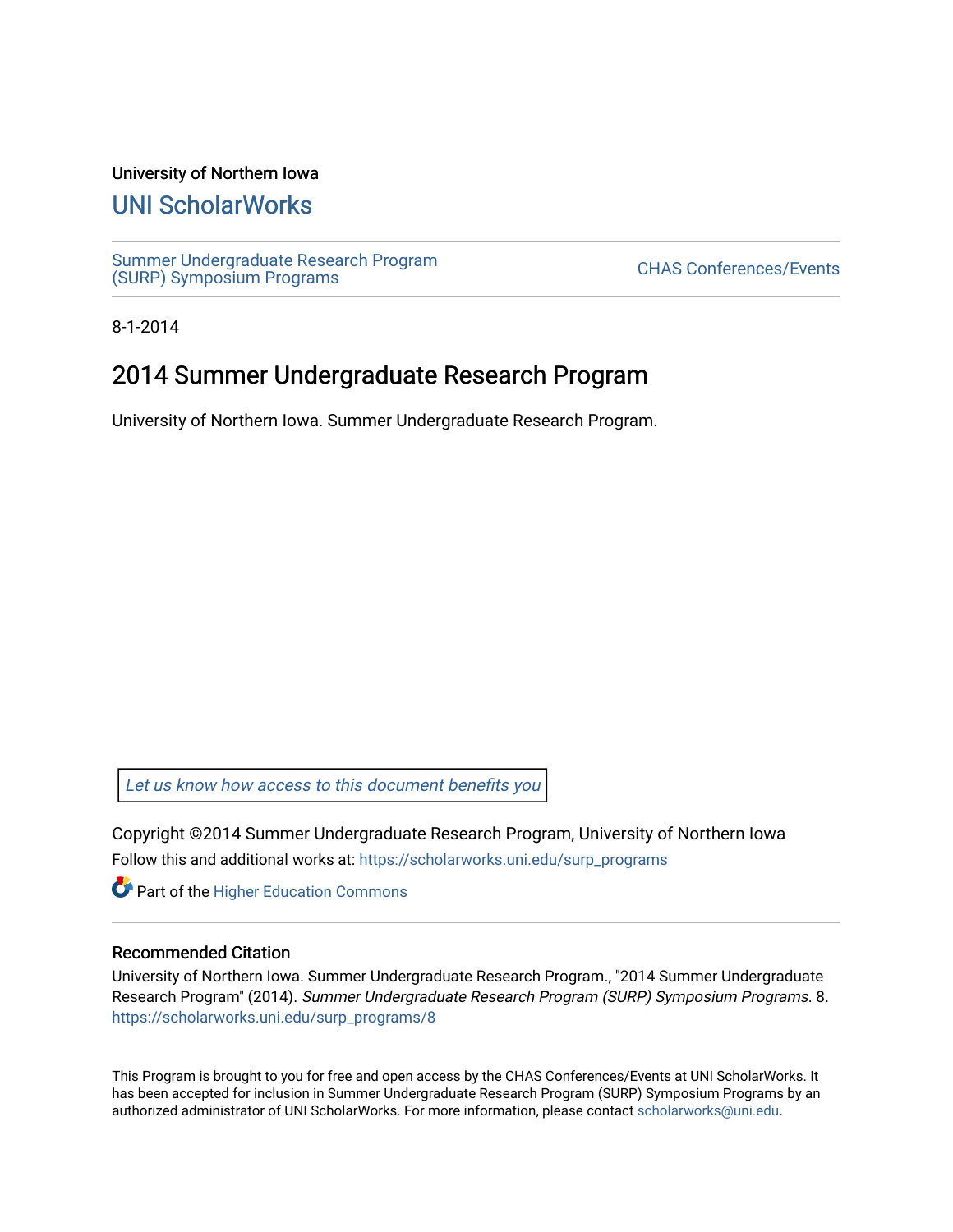University of Northern Iowa

# UNI ScholarWorks

Summer Undergraduate Research Program (SURP) Symposium Programs

CHAS Conferences/Events

8-1-2014

## 2014 Summer Undergraduate Research Program

University of Northern Iowa. Summer Undergraduate Research Program.

*Let us know how access to this document benefits you*

Copyright ©2014 Summer Undergraduate Research Program, University of Northern Iowa

Follow this and additional works at: https://scholarworks.uni.edu/surp_programs

Part of the Higher Education Commons

### Recommended Citation

University of Northern Iowa. Summer Undergraduate Research Program., "2014 Summer Undergraduate Research Program" (2014). *Summer Undergraduate Research Program (SURP) Symposium Programs*. 8.
https://scholarworks.uni.edu/surp_programs/8

This Program is brought to you for free and open access by the CHAS Conferences/Events at UNI ScholarWorks. It has been accepted for inclusion in Summer Undergraduate Research Program (SURP) Symposium Programs by an authorized administrator of UNI ScholarWorks. For more information, please contact scholarworks@uni.edu.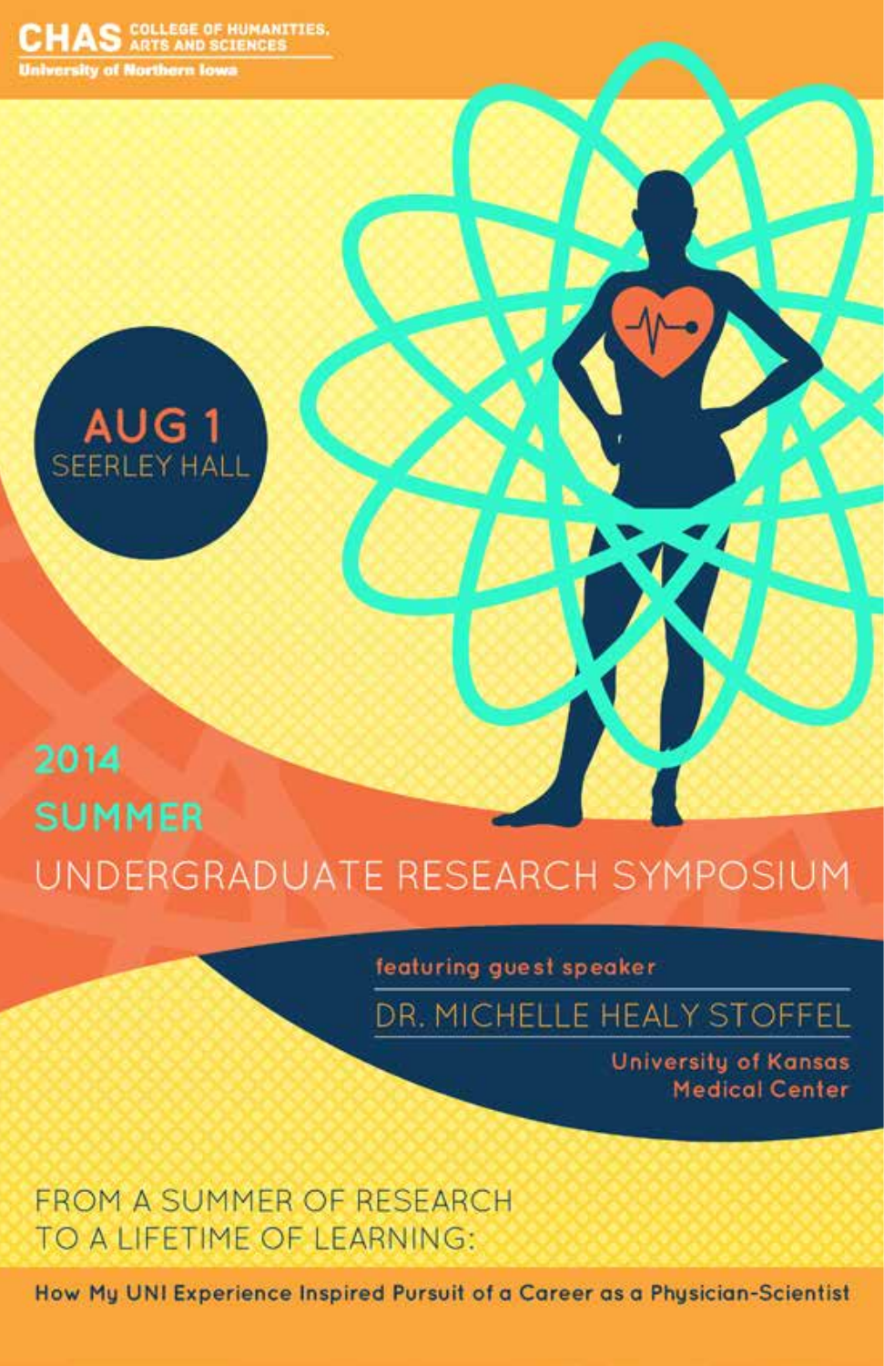**CHAS** COLLEGE OF HUMANITIES, ARTS AND SCIENCES

University of Northern Iowa

**AUG 1**
SEERLEY HALL

# 2014 SUMMER UNDERGRADUATE RESEARCH SYMPOSIUM

featuring guest speaker

## DR. MICHELLE HEALY STOFFEL

University of Kansas Medical Center

FROM A SUMMER OF RESEARCH TO A LIFETIME OF LEARNING:

**How My UNI Experience Inspired Pursuit of a Career as a Physician-Scientist**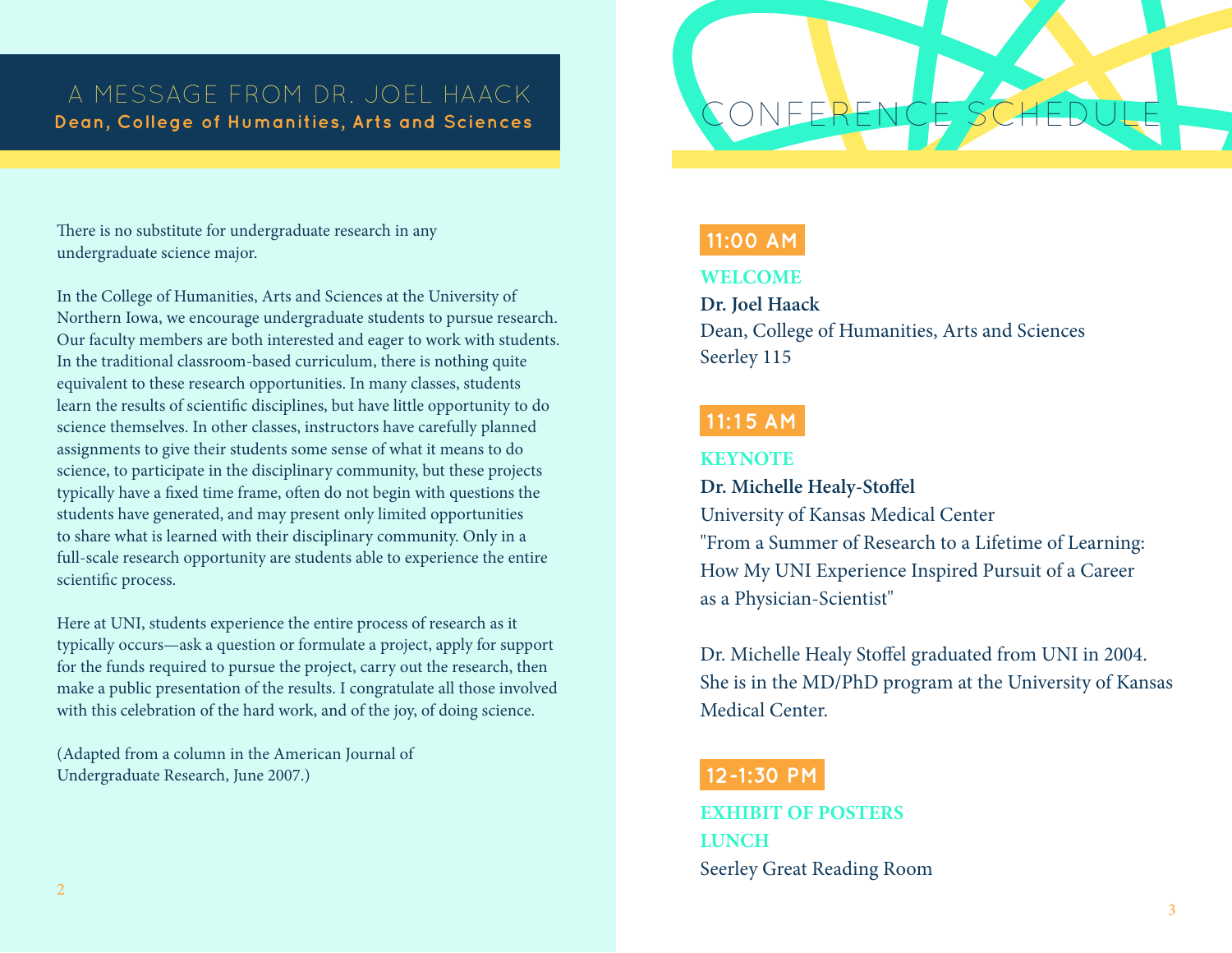## A MESSAGE FROM DR. JOEL HAACK

**Dean, College of Humanities, Arts and Sciences**

There is no substitute for undergraduate research in any undergraduate science major.

In the College of Humanities, Arts and Sciences at the University of Northern Iowa, we encourage undergraduate students to pursue research. Our faculty members are both interested and eager to work with students. In the traditional classroom-based curriculum, there is nothing quite equivalent to these research opportunities. In many classes, students learn the results of scientific disciplines, but have little opportunity to do science themselves. In other classes, instructors have carefully planned assignments to give their students some sense of what it means to do science, to participate in the disciplinary community, but these projects typically have a fixed time frame, often do not begin with questions the students have generated, and may present only limited opportunities to share what is learned with their disciplinary community. Only in a full-scale research opportunity are students able to experience the entire scientific process.

Here at UNI, students experience the entire process of research as it typically occurs—ask a question or formulate a project, apply for support for the funds required to pursue the project, carry out the research, then make a public presentation of the results. I congratulate all those involved with this celebration of the hard work, and of the joy, of doing science.

(Adapted from a column in the American Journal of Undergraduate Research, June 2007.)

## CONFERENCE SCHEDULE

### 11:00 AM

**WELCOME**

**Dr. Joel Haack**
Dean, College of Humanities, Arts and Sciences
Seerley 115

### 11:15 AM

**KEYNOTE**

**Dr. Michelle Healy-Stoffel**
University of Kansas Medical Center
"From a Summer of Research to a Lifetime of Learning: How My UNI Experience Inspired Pursuit of a Career as a Physician-Scientist"

Dr. Michelle Healy Stoffel graduated from UNI in 2004. She is in the MD/PhD program at the University of Kansas Medical Center.

### 12-1:30 PM

**EXHIBIT OF POSTERS**
**LUNCH**
Seerley Great Reading Room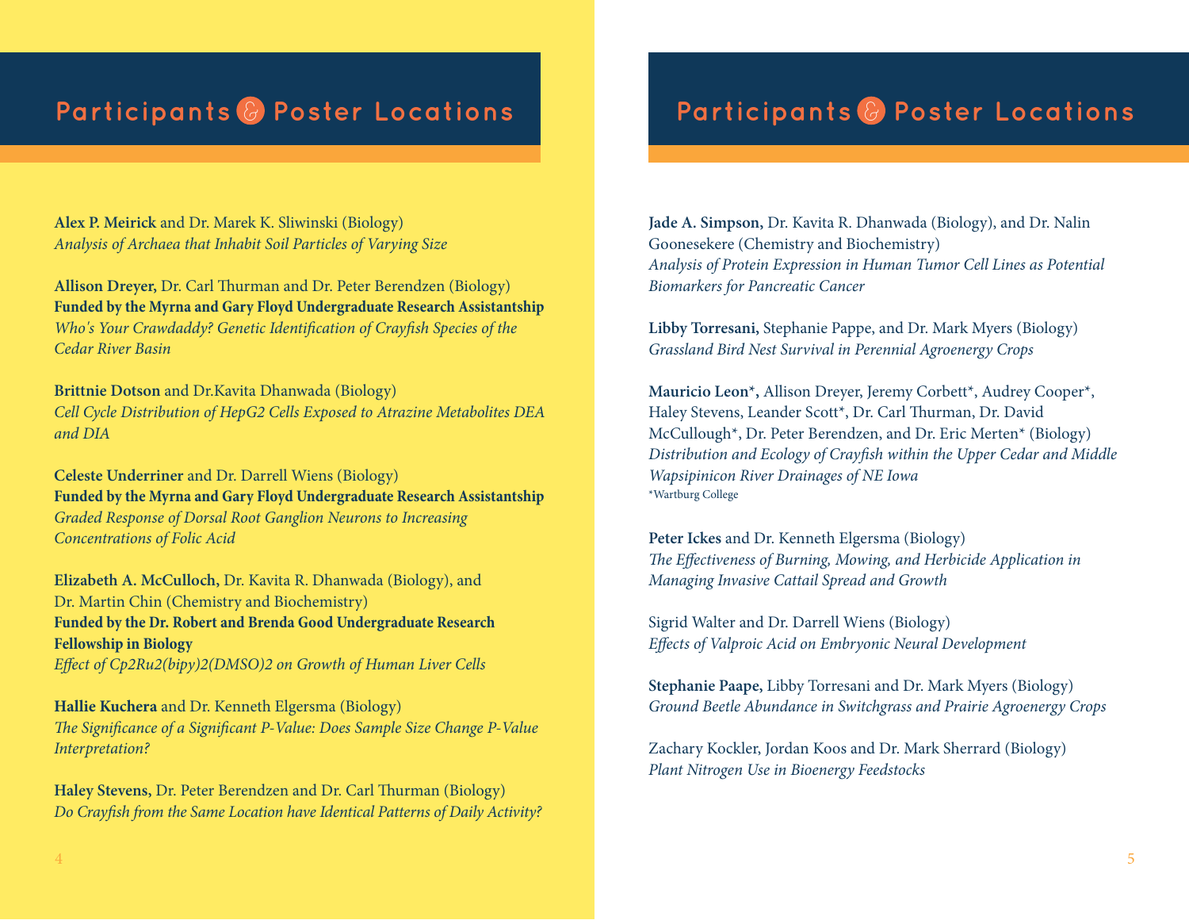## Participants & Poster Locations

**Alex P. Meirick** and Dr. Marek K. Sliwinski (Biology)
*Analysis of Archaea that Inhabit Soil Particles of Varying Size*

**Allison Dreyer,** Dr. Carl Thurman and Dr. Peter Berendzen (Biology)
**Funded by the Myrna and Gary Floyd Undergraduate Research Assistantship**
*Who's Your Crawdaddy? Genetic Identification of Crayfish Species of the Cedar River Basin*

**Brittnie Dotson** and Dr.Kavita Dhanwada (Biology)
*Cell Cycle Distribution of HepG2 Cells Exposed to Atrazine Metabolites DEA and DIA*

**Celeste Underriner** and Dr. Darrell Wiens (Biology)
**Funded by the Myrna and Gary Floyd Undergraduate Research Assistantship**
*Graded Response of Dorsal Root Ganglion Neurons to Increasing Concentrations of Folic Acid*

**Elizabeth A. McCulloch,** Dr. Kavita R. Dhanwada (Biology), and Dr. Martin Chin (Chemistry and Biochemistry)
**Funded by the Dr. Robert and Brenda Good Undergraduate Research Fellowship in Biology**
*Effect of Cp2Ru2(bipy)2(DMSO)2 on Growth of Human Liver Cells*

**Hallie Kuchera** and Dr. Kenneth Elgersma (Biology)
*The Significance of a Significant P-Value: Does Sample Size Change P-Value Interpretation?*

**Haley Stevens,** Dr. Peter Berendzen and Dr. Carl Thurman (Biology)
*Do Crayfish from the Same Location have Identical Patterns of Daily Activity?*

## Participants & Poster Locations

**Jade A. Simpson,** Dr. Kavita R. Dhanwada (Biology), and Dr. Nalin Goonesekere (Chemistry and Biochemistry)
*Analysis of Protein Expression in Human Tumor Cell Lines as Potential Biomarkers for Pancreatic Cancer*

**Libby Torresani,** Stephanie Pappe, and Dr. Mark Myers (Biology)
*Grassland Bird Nest Survival in Perennial Agroenergy Crops*

**Mauricio Leon\*,** Allison Dreyer, Jeremy Corbett\*, Audrey Cooper\*, Haley Stevens, Leander Scott\*, Dr. Carl Thurman, Dr. David McCullough\*, Dr. Peter Berendzen, and Dr. Eric Merten\* (Biology)
*Distribution and Ecology of Crayfish within the Upper Cedar and Middle Wapsipinicon River Drainages of NE Iowa*
\*Wartburg College

**Peter Ickes** and Dr. Kenneth Elgersma (Biology)
*The Effectiveness of Burning, Mowing, and Herbicide Application in Managing Invasive Cattail Spread and Growth*

Sigrid Walter and Dr. Darrell Wiens (Biology)
*Effects of Valproic Acid on Embryonic Neural Development*

**Stephanie Paape,** Libby Torresani and Dr. Mark Myers (Biology)
*Ground Beetle Abundance in Switchgrass and Prairie Agroenergy Crops*

Zachary Kockler, Jordan Koos and Dr. Mark Sherrard (Biology)
*Plant Nitrogen Use in Bioenergy Feedstocks*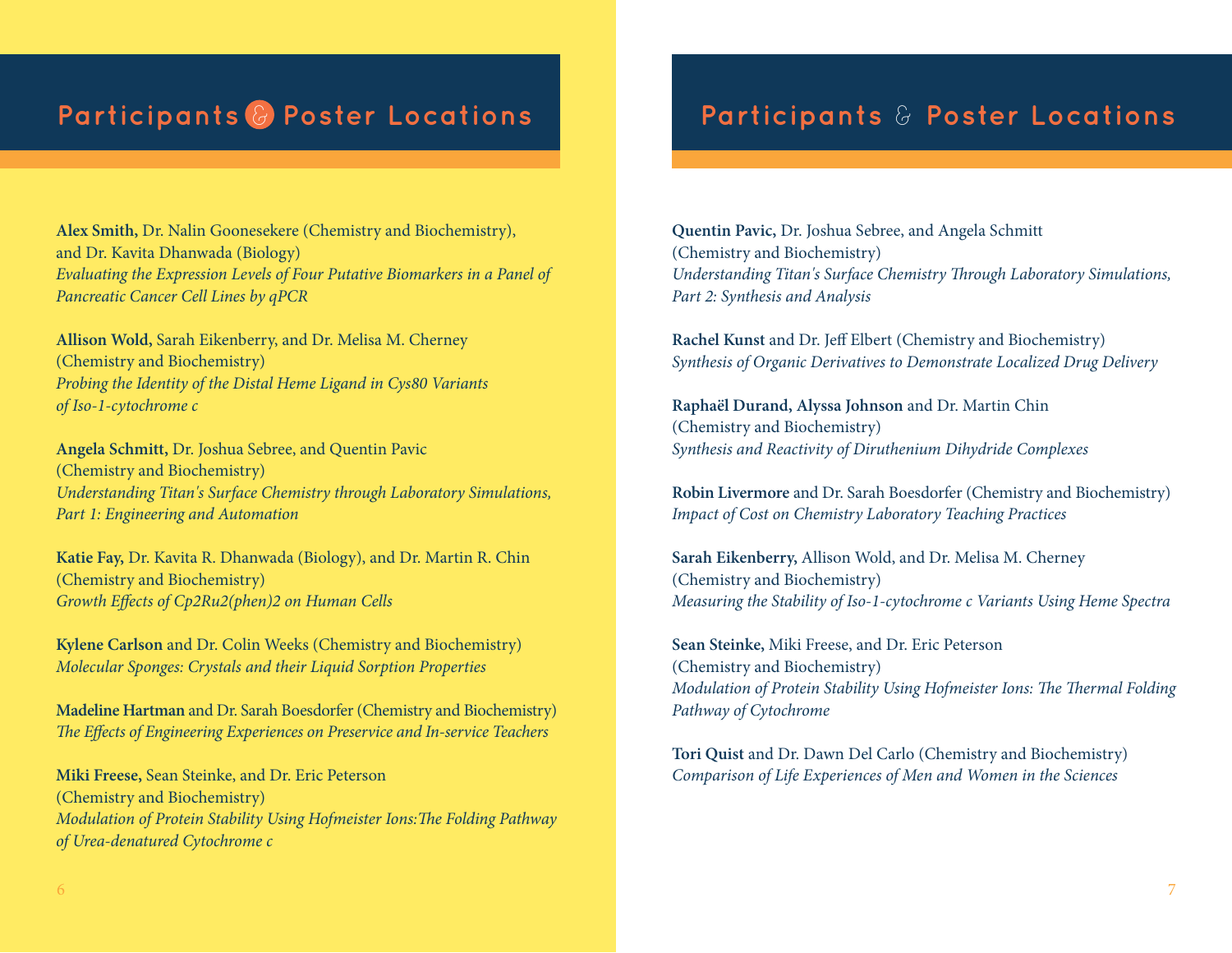## Participants & Poster Locations

**Alex Smith,** Dr. Nalin Goonesekere (Chemistry and Biochemistry), and Dr. Kavita Dhanwada (Biology)
*Evaluating the Expression Levels of Four Putative Biomarkers in a Panel of Pancreatic Cancer Cell Lines by qPCR*

**Allison Wold,** Sarah Eikenberry, and Dr. Melisa M. Cherney (Chemistry and Biochemistry)
*Probing the Identity of the Distal Heme Ligand in Cys80 Variants of Iso-1-cytochrome c*

**Angela Schmitt,** Dr. Joshua Sebree, and Quentin Pavic (Chemistry and Biochemistry)
*Understanding Titan's Surface Chemistry through Laboratory Simulations, Part 1: Engineering and Automation*

**Katie Fay,** Dr. Kavita R. Dhanwada (Biology), and Dr. Martin R. Chin (Chemistry and Biochemistry)
*Growth Effects of $Cp_2Ru_2(phen)_2$ on Human Cells*

**Kylene Carlson** and Dr. Colin Weeks (Chemistry and Biochemistry)
*Molecular Sponges: Crystals and their Liquid Sorption Properties*

**Madeline Hartman** and Dr. Sarah Boesdorfer (Chemistry and Biochemistry)
*The Effects of Engineering Experiences on Preservice and In-service Teachers*

**Miki Freese,** Sean Steinke, and Dr. Eric Peterson (Chemistry and Biochemistry)
*Modulation of Protein Stability Using Hofmeister Ions:The Folding Pathway of Urea-denatured Cytochrome c*

## Participants & Poster Locations

**Quentin Pavic,** Dr. Joshua Sebree, and Angela Schmitt (Chemistry and Biochemistry)
*Understanding Titan's Surface Chemistry Through Laboratory Simulations, Part 2: Synthesis and Analysis*

**Rachel Kunst** and Dr. Jeff Elbert (Chemistry and Biochemistry)
*Synthesis of Organic Derivatives to Demonstrate Localized Drug Delivery*

**Raphaël Durand, Alyssa Johnson** and Dr. Martin Chin (Chemistry and Biochemistry)
*Synthesis and Reactivity of Diruthenium Dihydride Complexes*

**Robin Livermore** and Dr. Sarah Boesdorfer (Chemistry and Biochemistry)
*Impact of Cost on Chemistry Laboratory Teaching Practices*

**Sarah Eikenberry,** Allison Wold, and Dr. Melisa M. Cherney (Chemistry and Biochemistry)
*Measuring the Stability of Iso-1-cytochrome c Variants Using Heme Spectra*

**Sean Steinke,** Miki Freese, and Dr. Eric Peterson (Chemistry and Biochemistry)
*Modulation of Protein Stability Using Hofmeister Ions: The Thermal Folding Pathway of Cytochrome*

**Tori Quist** and Dr. Dawn Del Carlo (Chemistry and Biochemistry)
*Comparison of Life Experiences of Men and Women in the Sciences*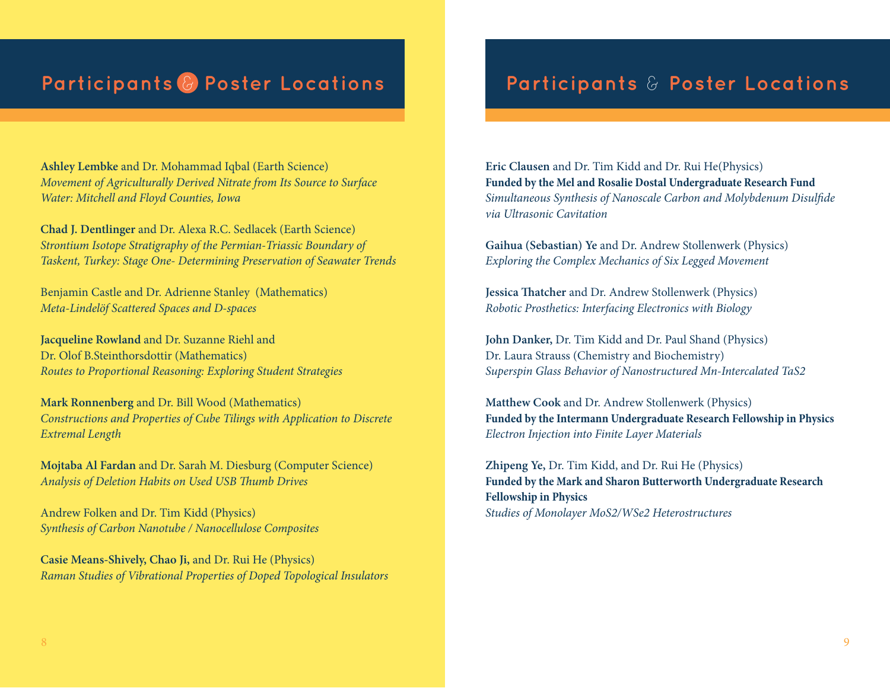## Participants & Poster Locations

**Ashley Lembke** and Dr. Mohammad Iqbal (Earth Science)
*Movement of Agriculturally Derived Nitrate from Its Source to Surface Water: Mitchell and Floyd Counties, Iowa*

**Chad J. Dentlinger** and Dr. Alexa R.C. Sedlacek (Earth Science)
*Strontium Isotope Stratigraphy of the Permian-Triassic Boundary of Taskent, Turkey: Stage One- Determining Preservation of Seawater Trends*

Benjamin Castle and Dr. Adrienne Stanley (Mathematics)
*Meta-Lindelöf Scattered Spaces and D-spaces*

**Jacqueline Rowland** and Dr. Suzanne Riehl and Dr. Olof B.Steinthorsdottir (Mathematics)
*Routes to Proportional Reasoning: Exploring Student Strategies*

**Mark Ronnenberg** and Dr. Bill Wood (Mathematics)
*Constructions and Properties of Cube Tilings with Application to Discrete Extremal Length*

**Mojtaba Al Fardan** and Dr. Sarah M. Diesburg (Computer Science)
*Analysis of Deletion Habits on Used USB Thumb Drives*

Andrew Folken and Dr. Tim Kidd (Physics)
*Synthesis of Carbon Nanotube / Nanocellulose Composites*

**Casie Means-Shively, Chao Ji,** and Dr. Rui He (Physics)
*Raman Studies of Vibrational Properties of Doped Topological Insulators*

## Participants & Poster Locations

**Eric Clausen** and Dr. Tim Kidd and Dr. Rui He(Physics)
**Funded by the Mel and Rosalie Dostal Undergraduate Research Fund**
*Simultaneous Synthesis of Nanoscale Carbon and Molybdenum Disulfide via Ultrasonic Cavitation*

**Gaihua (Sebastian) Ye** and Dr. Andrew Stollenwerk (Physics)
*Exploring the Complex Mechanics of Six Legged Movement*

**Jessica Thatcher** and Dr. Andrew Stollenwerk (Physics)
*Robotic Prosthetics: Interfacing Electronics with Biology*

**John Danker,** Dr. Tim Kidd and Dr. Paul Shand (Physics)
Dr. Laura Strauss (Chemistry and Biochemistry)
*Superspin Glass Behavior of Nanostructured Mn-Intercalated $TaS_2$*

**Matthew Cook** and Dr. Andrew Stollenwerk (Physics)
**Funded by the Intermann Undergraduate Research Fellowship in Physics**
*Electron Injection into Finite Layer Materials*

**Zhipeng Ye,** Dr. Tim Kidd, and Dr. Rui He (Physics)
**Funded by the Mark and Sharon Butterworth Undergraduate Research Fellowship in Physics**
*Studies of Monolayer $MoS_2/WSe_2$ Heterostructures*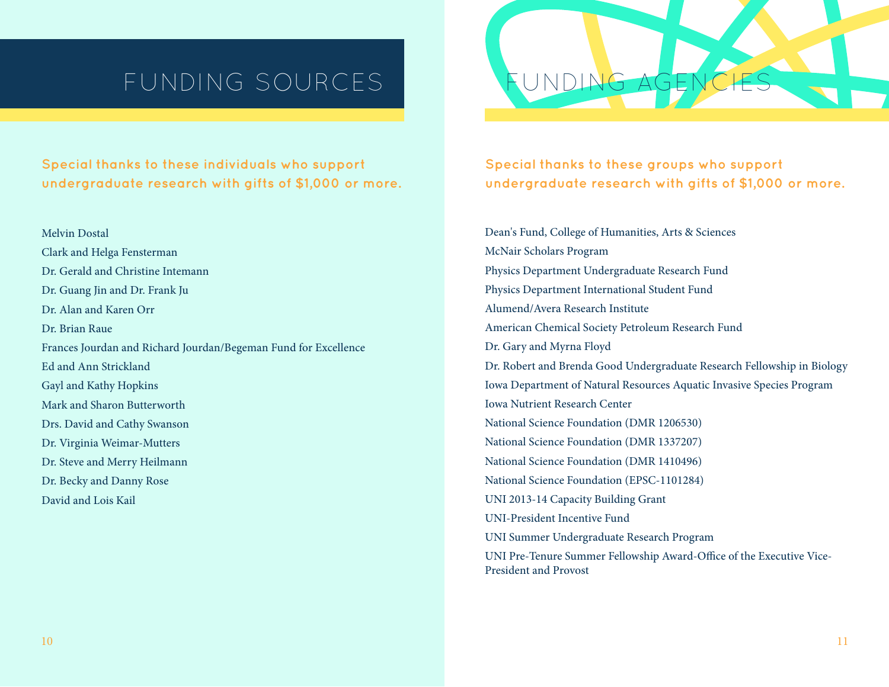# FUNDING SOURCES

**Special thanks to these individuals who support undergraduate research with gifts of $1,000 or more.**

Melvin Dostal

Clark and Helga Fensterman

Dr. Gerald and Christine Intemann

Dr. Guang Jin and Dr. Frank Ju

Dr. Alan and Karen Orr

Dr. Brian Raue

Frances Jourdan and Richard Jourdan/Begeman Fund for Excellence

Ed and Ann Strickland

Gayl and Kathy Hopkins

Mark and Sharon Butterworth

Drs. David and Cathy Swanson

Dr. Virginia Weimar-Mutters

Dr. Steve and Merry Heilmann

Dr. Becky and Danny Rose

David and Lois Kail

# FUNDING AGENCIES

**Special thanks to these groups who support undergraduate research with gifts of $1,000 or more.**

Dean's Fund, College of Humanities, Arts & Sciences

McNair Scholars Program

Physics Department Undergraduate Research Fund

Physics Department International Student Fund

Alumend/Avera Research Institute

American Chemical Society Petroleum Research Fund

Dr. Gary and Myrna Floyd

Dr. Robert and Brenda Good Undergraduate Research Fellowship in Biology

Iowa Department of Natural Resources Aquatic Invasive Species Program

Iowa Nutrient Research Center

National Science Foundation (DMR 1206530)

National Science Foundation (DMR 1337207)

National Science Foundation (DMR 1410496)

National Science Foundation (EPSC-1101284)

UNI 2013-14 Capacity Building Grant

UNI-President Incentive Fund

UNI Summer Undergraduate Research Program

UNI Pre-Tenure Summer Fellowship Award-Office of the Executive Vice-President and Provost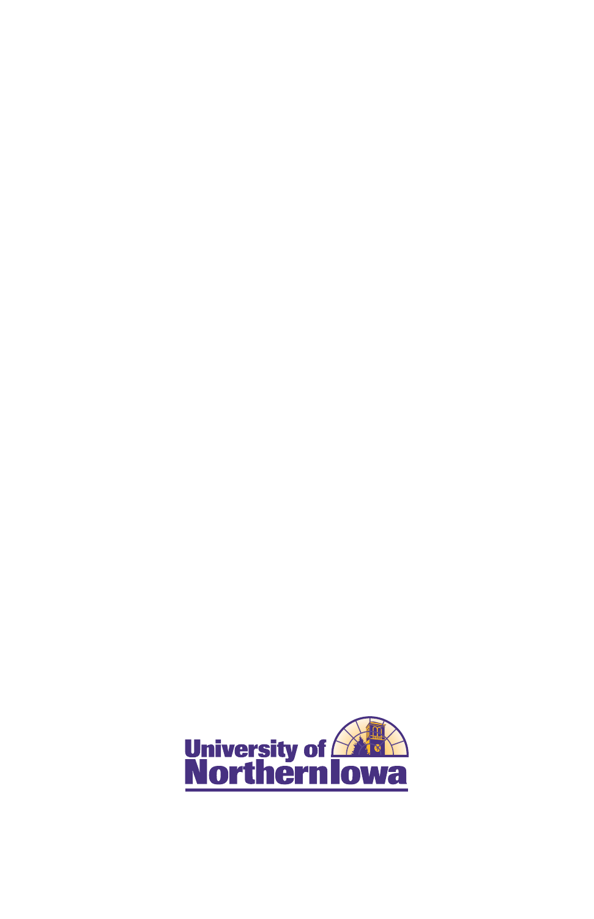University of Northern Iowa